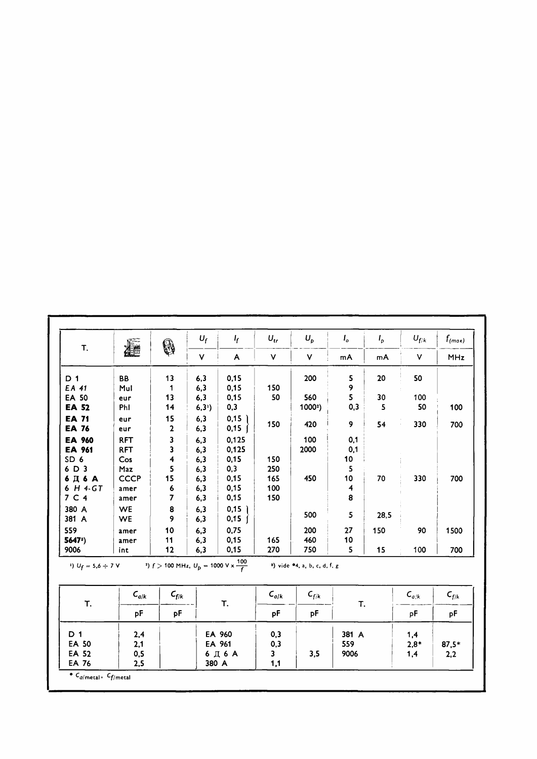| T. | | | $U_f$ | $I_f$ | $U_{tr}$ | $U_p$ | $I_o$ | $I_p$ | $U_{f/k}$ | $f_{(max)}$ |
|---|---|---|---|---|---|---|---|---|---|---|
| | | | V | A | V | V | mA | mA | V | MHz |
| D 1 | BB | 13 | 6,3 | 0,15 | | 200 | 5 | 20 | 50 | |
| *EA 41* | Mul | 1 | 6,3 | 0,15 | 150 | | 9 | | | |
| EA 50 | eur | 13 | 6,3 | 0,15 | 50 | 560 | 5 | 30 | 100 | |
| **EA 52** | Phl | 14 | 6,3[1]) | 0,3 | | 1000[2]) | 0,3 | 5 | 50 | 100 |
| **EA 71** | eur | 15 | 6,3 | 0,15 | 150 | 420 | 9 | 54 | 330 | 700 |
| **EA 76** | eur | 2 | 6,3 | 0,15 | | | | | | |
| **EA 960** | RFT | 3 | 6,3 | 0,125 | | 100 | 0,1 | | | |
| **EA 961** | RFT | 3 | 6,3 | 0,125 | | 2000 | 0,1 | | | |
| SD 6 | Cos | 4 | 6,3 | 0,15 | 150 | | 10 | | | |
| 6 D 3 | Maz | 5 | 6,3 | 0,3 | 250 | | 5 | | | |
| **6 Д 6 А** | CCCP | 15 | 6,3 | 0,15 | 165 | 450 | 10 | 70 | 330 | 700 |
| *6 H 4-GT* | amer | 6 | 6,3 | 0,15 | 100 | | 4 | | | |
| 7 C 4 | amer | 7 | 6,3 | 0,15 | 150 | | 8 | | | |
| 380 A | WE | 8 | 6,3 | 0,15 | | 500 | 5 | 28,5 | | |
| 381 A | WE | 9 | 6,3 | 0,15 | | | | | | |
| 559 | amer | 10 | 6,3 | 0,75 | | 200 | 27 | 150 | 90 | 1500 |
| **5647**[3]) | amer | 11 | 6,3 | 0,15 | 165 | 460 | 10 | | | |
| 9006 | int | 12 | 6,3 | 0,15 | 270 | 750 | 5 | 15 | 100 | 700 |

[1]) $U_f = 5{,}6 \div 7$ V [2]) $f > 100$ MHz, $U_p = 1000 \text{ V} \times \frac{100}{f}$ [3]) vide •4, a, b, c, d, f, g

| T. | $C_{a/k}$ | $C_{f/k}$ | T. | $C_{a/k}$ | $C_{f/k}$ | T. | $C_{a/k}$ | $C_{f/k}$ |
|---|---|---|---|---|---|---|---|---|
| | pF | pF | | pF | pF | | pF | pF |
| D 1 | 2,4 | | EA 960 | 0,3 | | 381 A | 1,4 | |
| EA 50 | 2,1 | | EA 961 | 0,3 | | 559 | 2,8* | 87,5* |
| EA 52 | 0,5 | | 6 Д 6 А | 3 | 3,5 | 9006 | 1,4 | 2,2 |
| EA 76 | 2,5 | | 380 A | 1,1 | | | | |

* $C_{a/\text{metal}}$, $C_{f/\text{metal}}$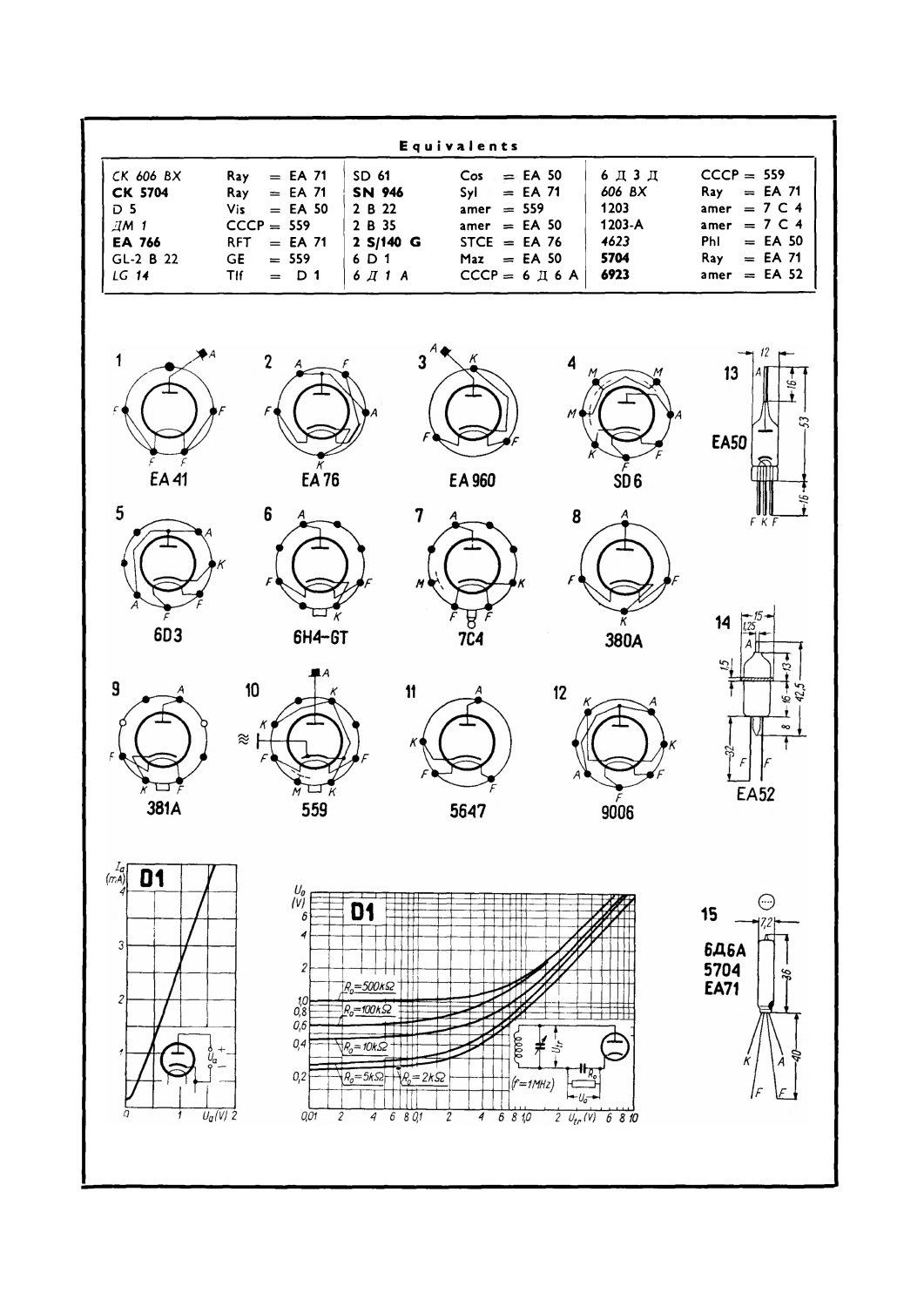## Equivalents

| | | | | | |
|---|---|---|---|---|---|
| *CK 606 BX* | Ray = EA 71 | SD 61 | Cos = EA 50 | *6 Д 3 Д* | СССР = 559 |
| **CK 5704** | Ray = EA 71 | **SN 946** | Syl = EA 71 | *606 BX* | Ray = EA 71 |
| D 5 | Vis = EA 50 | 2 B 22 | amer = 559 | 1203 | amer = 7 C 4 |
| *ДМ 1* | СССР = 559 | 2 B 35 | amer = EA 50 | 1203-A | amer = 7 C 4 |
| **EA 766** | RFT = EA 71 | **2 S/140 G** | STCE = EA 76 | *4623* | Phl = EA 50 |
| GL-2 B 22 | GE = 559 | 6 D 1 | Maz = EA 50 | **5704** | Ray = EA 71 |
| *LG 14* | Tlf = D 1 | *6 Д 1 A* | СССР = 6 Д 6 A | **6923** | amer = EA 52 |

1 EA41 — 2 EA76 — 3 EA960 — 4 SD6 — 5 6D3 — 6 6H4-GT — 7 7C4 — 8 380A — 9 381A — 10 559 — 11 5647 — 12 9006

13 EA50

14 EA52

15 6Д6A 5704 EA71

D1: $I_a$ (mA) vs $U_a$ (V)

D1: $U_o$ (V) vs $U_{tr}$ (V); $R_o = 500\,k\Omega$, $R_o = 100\,k\Omega$, $R_o = 10\,k\Omega$, $R_o = 5\,k\Omega$, $R_o = 2\,k\Omega$; ($f = 1\,MHz$)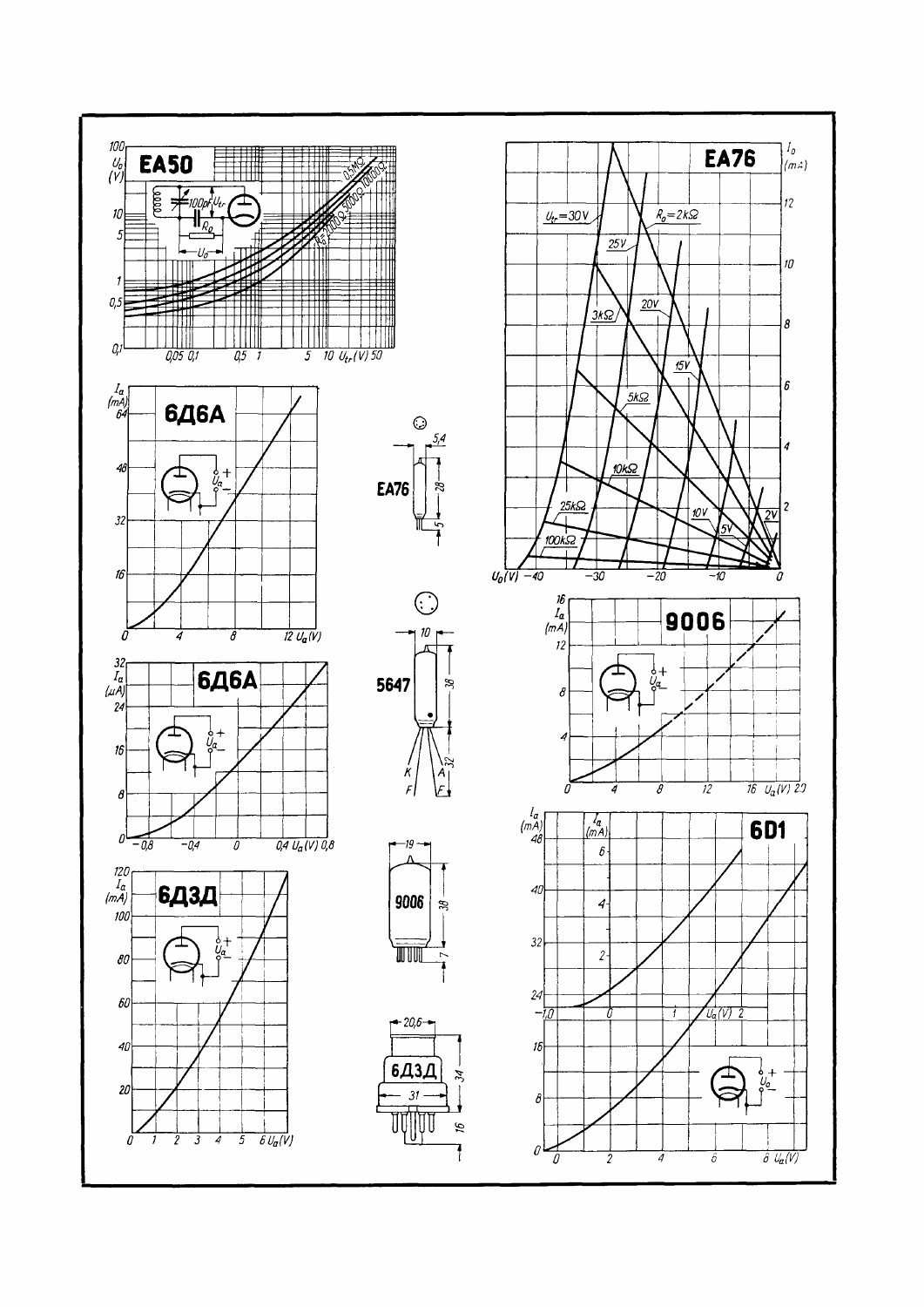EA50

$U_o$ (V)

100, 10, 5, 1, 0,5, 0,1

100pF $U_{tr}$

$R_o$

$U_o$

0,5MΩ

$R_o$=100Ω 5000Ω 10000Ω

0,05 0,1 0,5 1 5 10 $U_{tr}$ (V) 50

EA76

$I_o$ (mA)

$U_{tr}$=30V

$R_o$=2kΩ

25V

20V

3kΩ

15V

5kΩ

10kΩ

25kΩ

10V

100kΩ

5V

2V

12, 10, 8, 6, 4, 2

$U_o$ (V) −40 −30 −20 −10 0

6Д6А

$I_a$ (mA)

64, 48, 32, 16, 0

4 8 12 $U_a$ (V)

$U_a$

EA76

5,4

28

5

6Д6А

$I_a$ (μA)

32, 24, 16, 8, 0

−0,8 −0,4 0 0,4 $U_a$ (V) 0,8

$U_a$

5647

10

38

32

K A

F F

9006

$I_a$ (mA)

16, 12, 8, 4, 0

4 8 12 16 $U_a$ (V) 20

$U_a$

6Д3Д

$I_a$ (mA)

120, 100, 80, 60, 40, 20, 0

1 2 3 4 5 6 $U_a$ (V)

$U_a$

9006

19

38

7

6Д3Д

20,6

31

34

16

6D1

$I_a$ (mA)

48, 40, 32, 24, 16, 8, 0

$I_a$ (mA)

6, 4, 2

−1,0 0 1 $U_a$ (V) 2

0 2 4 6 8 $U_a$ (V)

$U_a$